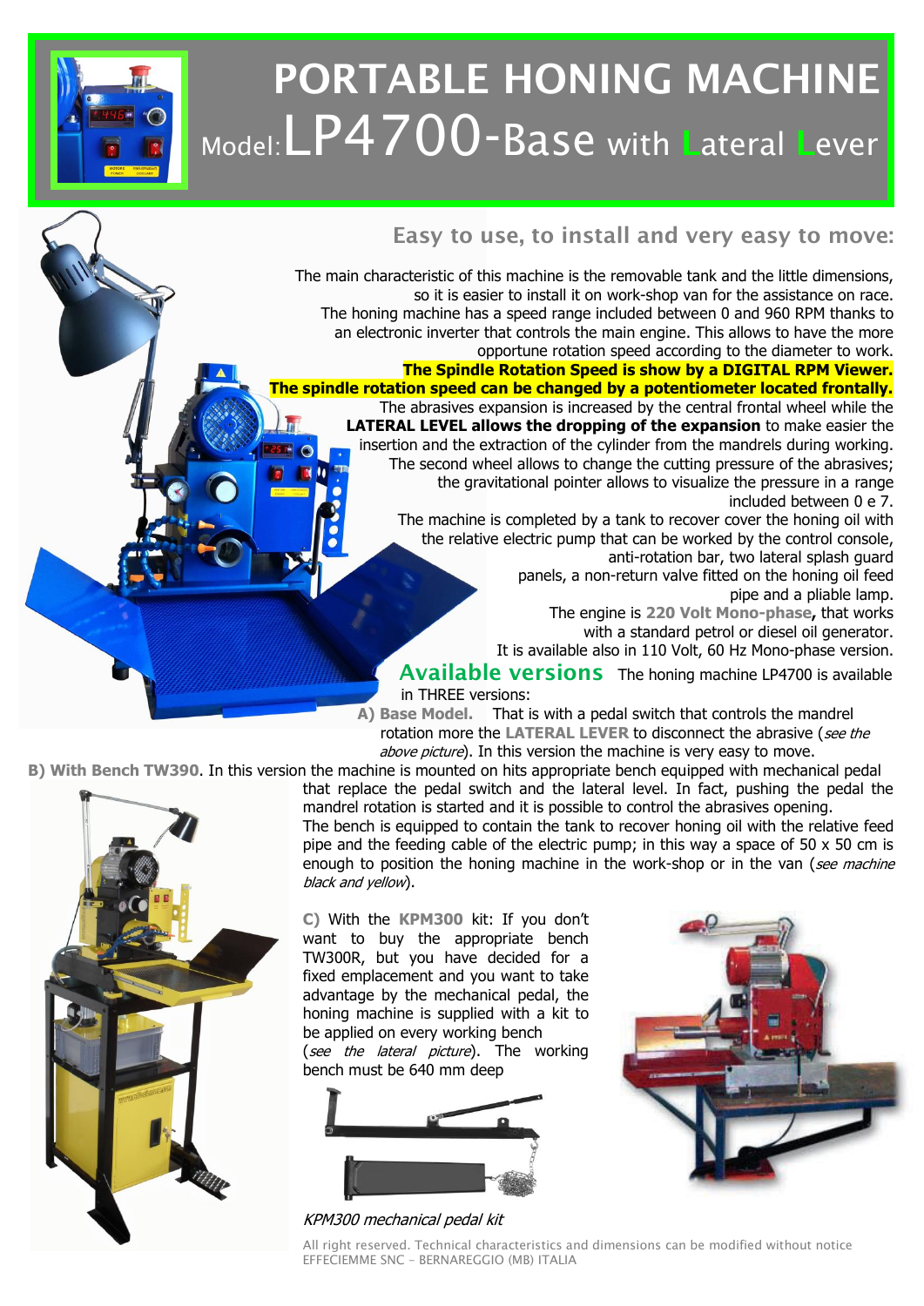# PORTABLE HONING MACHINE

## Model: LP4700-Base with Lateral Lever

### Easy to use, to install and very easy to move:

The main characteristic of this machine is the removable tank and the little dimensions, so it is easier to install it on work-shop van for the assistance on race.
The honing machine has a speed range included between 0 and 960 RPM thanks to an electronic inverter that controls the main engine. This allows to have the more opportune rotation speed according to the diameter to work.
**The Spindle Rotation Speed is show by a DIGITAL RPM Viewer.**
**The spindle rotation speed can be changed by a potentiometer located frontally.**
The abrasives expansion is increased by the central frontal wheel while the **LATERAL LEVEL allows the dropping of the expansion** to make easier the insertion and the extraction of the cylinder from the mandrels during working.
The second wheel allows to change the cutting pressure of the abrasives; the gravitational pointer allows to visualize the pressure in a range included between 0 e 7.
The machine is completed by a tank to recover cover the honing oil with the relative electric pump that can be worked by the control console, anti-rotation bar, two lateral splash guard panels, a non-return valve fitted on the honing oil feed pipe and a pliable lamp.
The engine is **220 Volt Mono-phase**, that works with a standard petrol or diesel oil generator.
It is available also in 110 Volt, 60 Hz Mono-phase version.

### Available versions

The honing machine LP4700 is available in THREE versions:

**A) Base Model.** That is with a pedal switch that controls the mandrel rotation more the **LATERAL LEVER** to disconnect the abrasive (*see the above picture*). In this version the machine is very easy to move.

**B) With Bench TW390.** In this version the machine is mounted on hits appropriate bench equipped with mechanical pedal that replace the pedal switch and the lateral level. In fact, pushing the pedal the mandrel rotation is started and it is possible to control the abrasives opening.
The bench is equipped to contain the tank to recover honing oil with the relative feed pipe and the feeding cable of the electric pump; in this way a space of 50 x 50 cm is enough to position the honing machine in the work-shop or in the van (*see machine black and yellow*).

**C)** With the **KPM300** kit: If you don't want to buy the appropriate bench TW300R, but you have decided for a fixed emplacement and you want to take advantage by the mechanical pedal, the honing machine is supplied with a kit to be applied on every working bench (*see the lateral picture*). The working bench must be 640 mm deep

*KPM300 mechanical pedal kit*

All right reserved. Technical characteristics and dimensions can be modified without notice
EFFECIEMME SNC – BERNAREGGIO (MB) ITALIA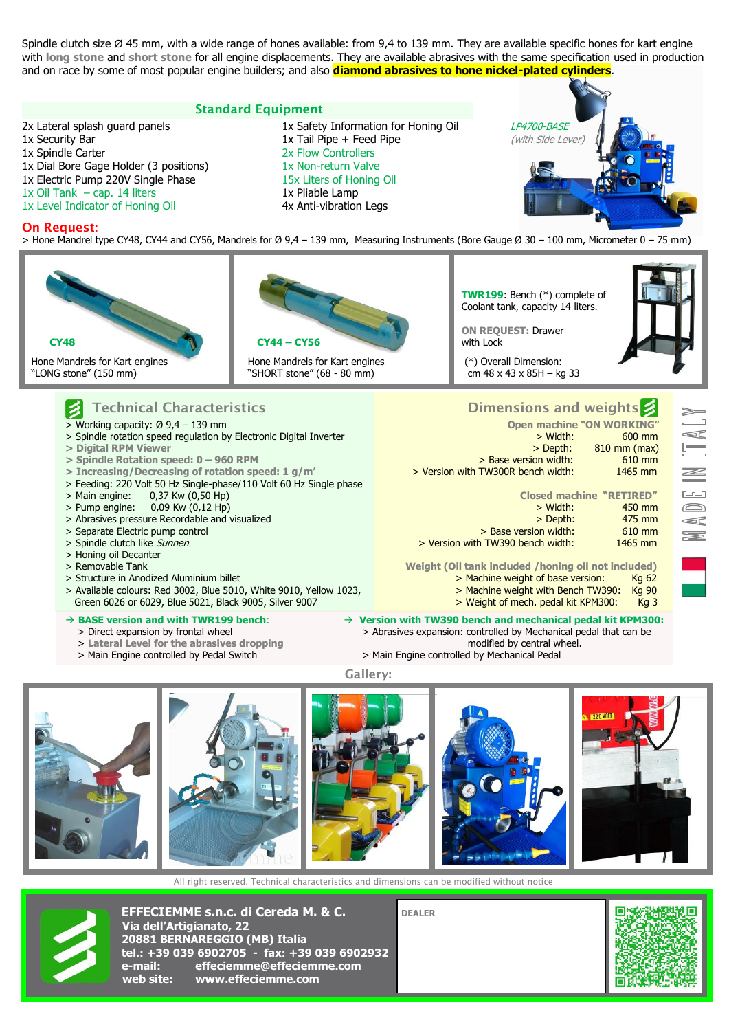Spindle clutch size Ø 45 mm, with a wide range of hones available: from 9,4 to 139 mm. They are available specific hones for kart engine with **long stone** and **short stone** for all engine displacements. They are available abrasives with the same specification used in production and on race by some of most popular engine builders; and also **diamond abrasives to hone nickel-plated cylinders**.

## Standard Equipment

- 2x Lateral splash guard panels
- 1x Security Bar
- 1x Spindle Carter
- 1x Dial Bore Gage Holder (3 positions)
- 1x Electric Pump 220V Single Phase
- 1x Oil Tank – cap. 14 liters
- 1x Level Indicator of Honing Oil
- 1x Safety Information for Honing Oil
- 1x Tail Pipe + Feed Pipe
- 2x Flow Controllers
- 1x Non-return Valve
- 15x Liters of Honing Oil
- 1x Pliable Lamp
- 4x Anti-vibration Legs

*LP4700-BASE*
*(with Side Lever)*

**On Request:**

> Hone Mandrel type CY48, CY44 and CY56, Mandrels for Ø 9,4 – 139 mm, Measuring Instruments (Bore Gauge Ø 30 – 100 mm, Micrometer 0 – 75 mm)

**CY48**
Hone Mandrels for Kart engines
"LONG stone" (150 mm)

**CY44 – CY56**
Hone Mandrels for Kart engines
"SHORT stone" (68 - 80 mm)

**TWR199**: Bench (*) complete of Coolant tank, capacity 14 liters.

**ON REQUEST:** Drawer with Lock

(*) Overall Dimension:
cm 48 x 43 x 85H – kg 33

## Technical Characteristics

> Working capacity: Ø 9,4 – 139 mm
> Spindle rotation speed regulation by Electronic Digital Inverter
> **Digital RPM Viewer**
> **Spindle Rotation speed: 0 – 960 RPM**
> **Increasing/Decreasing of rotation speed: 1 g/m'**
> Feeding: 220 Volt 50 Hz Single-phase/110 Volt 60 Hz Single phase
> Main engine: 0,37 Kw (0,50 Hp)
> Pump engine: 0,09 Kw (0,12 Hp)
> Abrasives pressure Recordable and visualized
> Separate Electric pump control
> Spindle clutch like *Sunnen*
> Honing oil Decanter
> Removable Tank
> Structure in Anodized Aluminium billet
> Available colours: Red 3002, Blue 5010, White 9010, Yellow 1023, Green 6026 or 6029, Blue 5021, Black 9005, Silver 9007

## Dimensions and weights

**Open machine "ON WORKING"**

| | |
|---|---|
| > Width: | 600 mm |
| > Depth: | 810 mm (max) |
| > Base version width: | 610 mm |
| > Version with TW300R bench width: | 1465 mm |

**Closed machine "RETIRED"**

| | |
|---|---|
| > Width: | 450 mm |
| > Depth: | 475 mm |
| > Base version width: | 610 mm |
| > Version with TW390 bench width: | 1465 mm |

**Weight (Oil tank included /honing oil not included)**

| | |
|---|---|
| > Machine weight of base version: | Kg 62 |
| > Machine weight with Bench TW390: | Kg 90 |
| > Weight of mech. pedal kit KPM300: | Kg 3 |

MADE IN ITALY

**→ BASE version and with TWR199 bench:**

> Direct expansion by frontal wheel
> **Lateral Level for the abrasives dropping**
> Main Engine controlled by Pedal Switch

**→ Version with TW390 bench and mechanical pedal kit KPM300:**

> Abrasives expansion: controlled by Mechanical pedal that can be modified by central wheel.
> Main Engine controlled by Mechanical Pedal

**Gallery:**

All right reserved. Technical characteristics and dimensions can be modified without notice

**EFFECIEMME s.n.c. di Cereda M. & C.**
**Via dell'Artigianato, 22**
**20881 BERNAREGGIO (MB) Italia**
**tel.: +39 039 6902705 - fax: +39 039 6902932**
**e-mail: effeciemme@effeciemme.com**
**web site: www.effeciemme.com**

DEALER